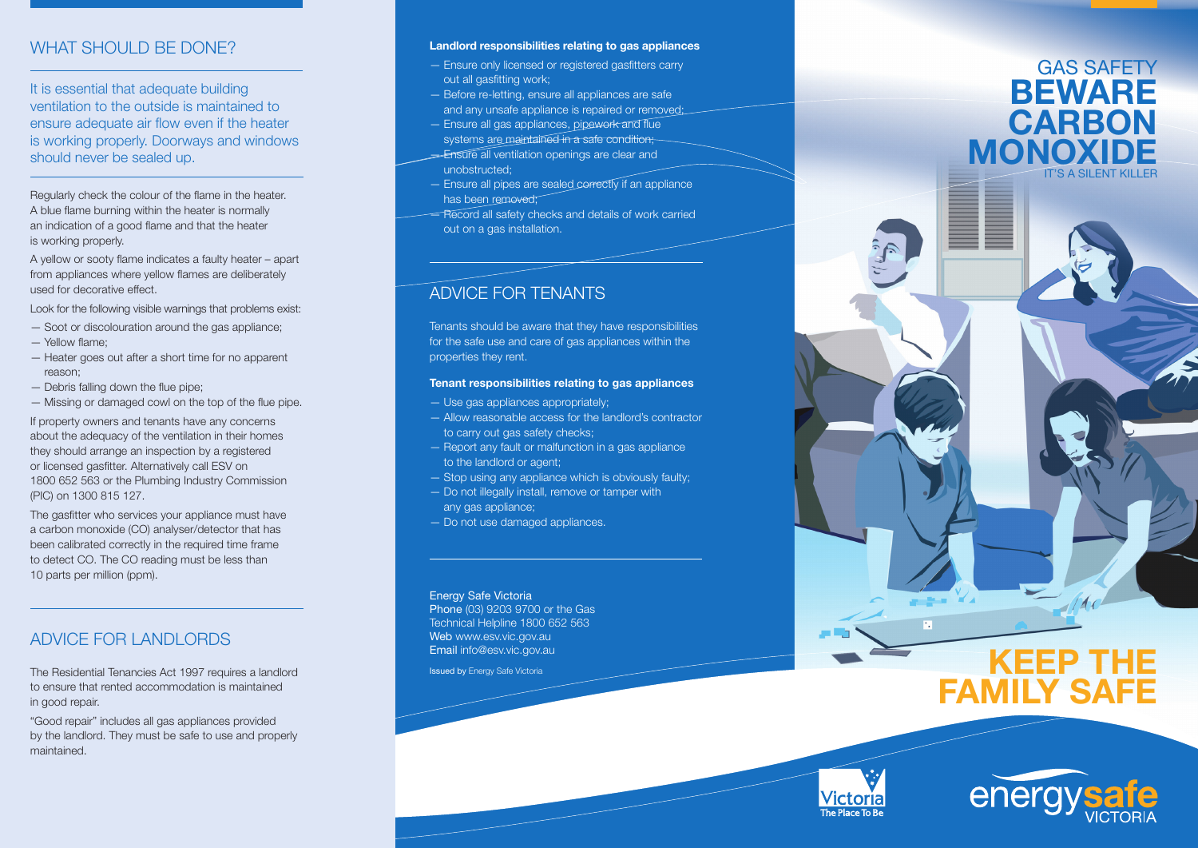## WHAT SHOULD BE DONE?

It is essential that adequate building ventilation to the outside is maintained to ensure adequate air flow even if the heater is working properly. Doorways and windows should never be sealed up.

Regularly check the colour of the flame in the heater. A blue flame burning within the heater is normally an indication of a good flame and that the heater is working properly.

A yellow or sooty flame indicates a faulty heater – apart from appliances where yellow flames are deliberately used for decorative effect.

Look for the following visible warnings that problems exist:

- Soot or discolouration around the gas appliance;
- Yellow flame;
- Heater goes out after a short time for no apparent reason;
- Debris falling down the flue pipe;
- Missing or damaged cowl on the top of the flue pipe.

If property owners and tenants have any concerns about the adequacy of the ventilation in their homes they should arrange an inspection by a registered or licensed gasfitter. Alternatively call ESV on 1800 652 563 or the Plumbing Industry Commission (PIC) on 1300 815 127.

The gasfitter who services your appliance must have a carbon monoxide (CO) analyser/detector that has been calibrated correctly in the required time frame to detect CO. The CO reading must be less than 10 parts per million (ppm).

## ADVICE FOR LANDLORDS

The Residential Tenancies Act 1997 requires a landlord to ensure that rented accommodation is maintained in good repair.

"Good repair" includes all gas appliances provided by the landlord. They must be safe to use and properly maintained.

**Landlord responsibilities relating to gas appliances**

- Ensure only licensed or registered gasfitters carry out all gasfitting work;
- Before re-letting, ensure all appliances are safe and any unsafe appliance is repaired or removed;
- Ensure all gas appliances, pipework and flue systems are maintained in a safe condition;
- Ensure all ventilation openings are clear and unobstructed;
- Ensure all pipes are sealed correctly if an appliance has been removed;
- Record all safety checks and details of work carried out on a gas installation.

## ADVICE FOR TENANTS

Tenants should be aware that they have responsibilities for the safe use and care of gas appliances within the properties they rent.

**Tenant responsibilities relating to gas appliances**

- Use gas appliances appropriately;
- Allow reasonable access for the landlord's contractor to carry out gas safety checks;
- Report any fault or malfunction in a gas appliance to the landlord or agent;
- Stop using any appliance which is obviously faulty;
- Do not illegally install, remove or tamper with any gas appliance;
- Do not use damaged appliances.

Energy Safe Victoria
Phone (03) 9203 9700 or the Gas Technical Helpline 1800 652 563
Web www.esv.vic.gov.au
Email info@esv.vic.gov.au

Issued by Energy Safe Victoria

# GAS SAFETY BEWARE CARBON MONOXIDE

IT'S A SILENT KILLER

# KEEP THE FAMILY SAFE

Victoria The Place To Be

energysafe VICTORIA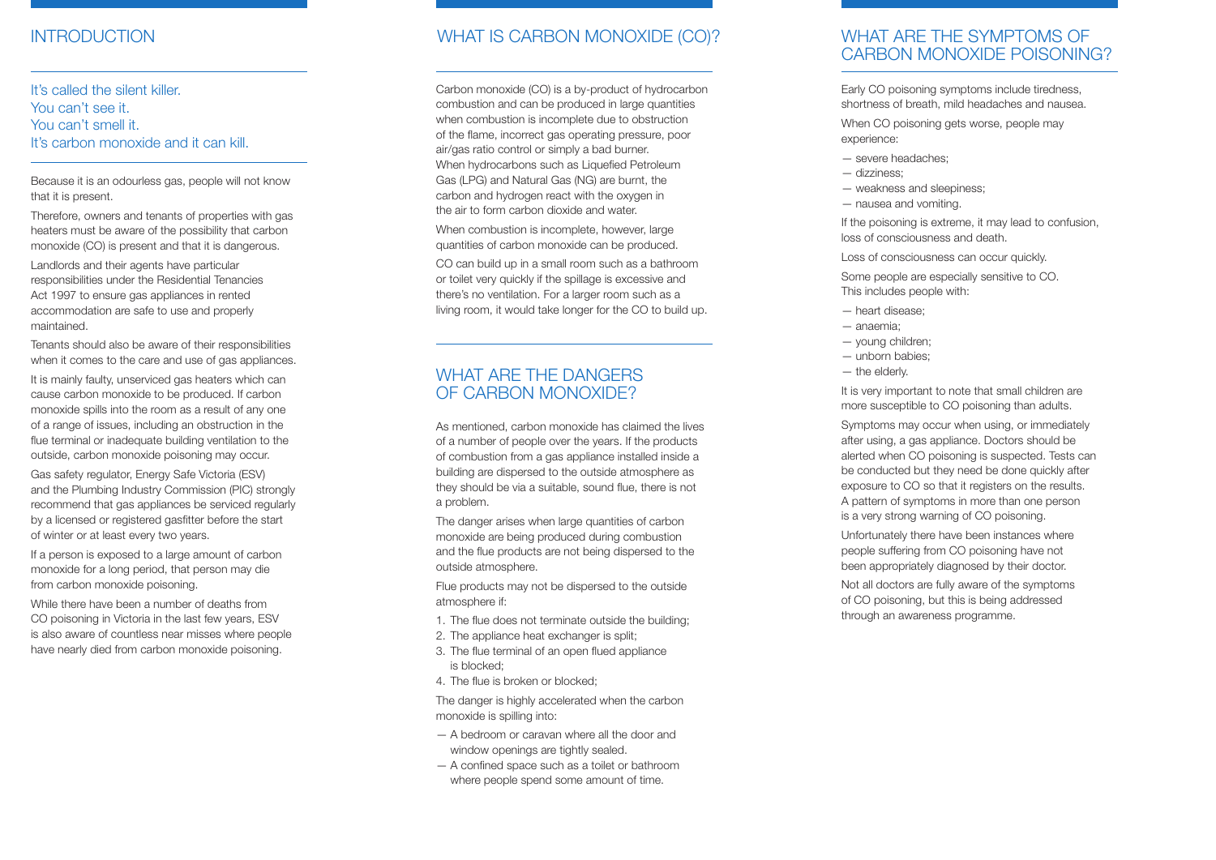## INTRODUCTION

It's called the silent killer.
You can't see it.
You can't smell it.
It's carbon monoxide and it can kill.

Because it is an odourless gas, people will not know that it is present.

Therefore, owners and tenants of properties with gas heaters must be aware of the possibility that carbon monoxide (CO) is present and that it is dangerous.

Landlords and their agents have particular responsibilities under the Residential Tenancies Act 1997 to ensure gas appliances in rented accommodation are safe to use and properly maintained.

Tenants should also be aware of their responsibilities when it comes to the care and use of gas appliances.

It is mainly faulty, unserviced gas heaters which can cause carbon monoxide to be produced. If carbon monoxide spills into the room as a result of any one of a range of issues, including an obstruction in the flue terminal or inadequate building ventilation to the outside, carbon monoxide poisoning may occur.

Gas safety regulator, Energy Safe Victoria (ESV) and the Plumbing Industry Commission (PIC) strongly recommend that gas appliances be serviced regularly by a licensed or registered gasfitter before the start of winter or at least every two years.

If a person is exposed to a large amount of carbon monoxide for a long period, that person may die from carbon monoxide poisoning.

While there have been a number of deaths from CO poisoning in Victoria in the last few years, ESV is also aware of countless near misses where people have nearly died from carbon monoxide poisoning.

## WHAT IS CARBON MONOXIDE (CO)?

Carbon monoxide (CO) is a by-product of hydrocarbon combustion and can be produced in large quantities when combustion is incomplete due to obstruction of the flame, incorrect gas operating pressure, poor air/gas ratio control or simply a bad burner. When hydrocarbons such as Liquefied Petroleum Gas (LPG) and Natural Gas (NG) are burnt, the carbon and hydrogen react with the oxygen in the air to form carbon dioxide and water.

When combustion is incomplete, however, large quantities of carbon monoxide can be produced.

CO can build up in a small room such as a bathroom or toilet very quickly if the spillage is excessive and there's no ventilation. For a larger room such as a living room, it would take longer for the CO to build up.

## WHAT ARE THE DANGERS OF CARBON MONOXIDE?

As mentioned, carbon monoxide has claimed the lives of a number of people over the years. If the products of combustion from a gas appliance installed inside a building are dispersed to the outside atmosphere as they should be via a suitable, sound flue, there is not a problem.

The danger arises when large quantities of carbon monoxide are being produced during combustion and the flue products are not being dispersed to the outside atmosphere.

Flue products may not be dispersed to the outside atmosphere if:

1. The flue does not terminate outside the building;
2. The appliance heat exchanger is split;
3. The flue terminal of an open flued appliance is blocked;
4. The flue is broken or blocked;

The danger is highly accelerated when the carbon monoxide is spilling into:

- A bedroom or caravan where all the door and window openings are tightly sealed.
- A confined space such as a toilet or bathroom where people spend some amount of time.

## WHAT ARE THE SYMPTOMS OF CARBON MONOXIDE POISONING?

Early CO poisoning symptoms include tiredness, shortness of breath, mild headaches and nausea.

When CO poisoning gets worse, people may experience:

- severe headaches;
- dizziness;
- weakness and sleepiness;
- nausea and vomiting.

If the poisoning is extreme, it may lead to confusion, loss of consciousness and death.

Loss of consciousness can occur quickly.

Some people are especially sensitive to CO. This includes people with:

- heart disease;
- anaemia;
- young children;
- unborn babies;
- the elderly.

It is very important to note that small children are more susceptible to CO poisoning than adults.

Symptoms may occur when using, or immediately after using, a gas appliance. Doctors should be alerted when CO poisoning is suspected. Tests can be conducted but they need be done quickly after exposure to CO so that it registers on the results. A pattern of symptoms in more than one person is a very strong warning of CO poisoning.

Unfortunately there have been instances where people suffering from CO poisoning have not been appropriately diagnosed by their doctor.

Not all doctors are fully aware of the symptoms of CO poisoning, but this is being addressed through an awareness programme.